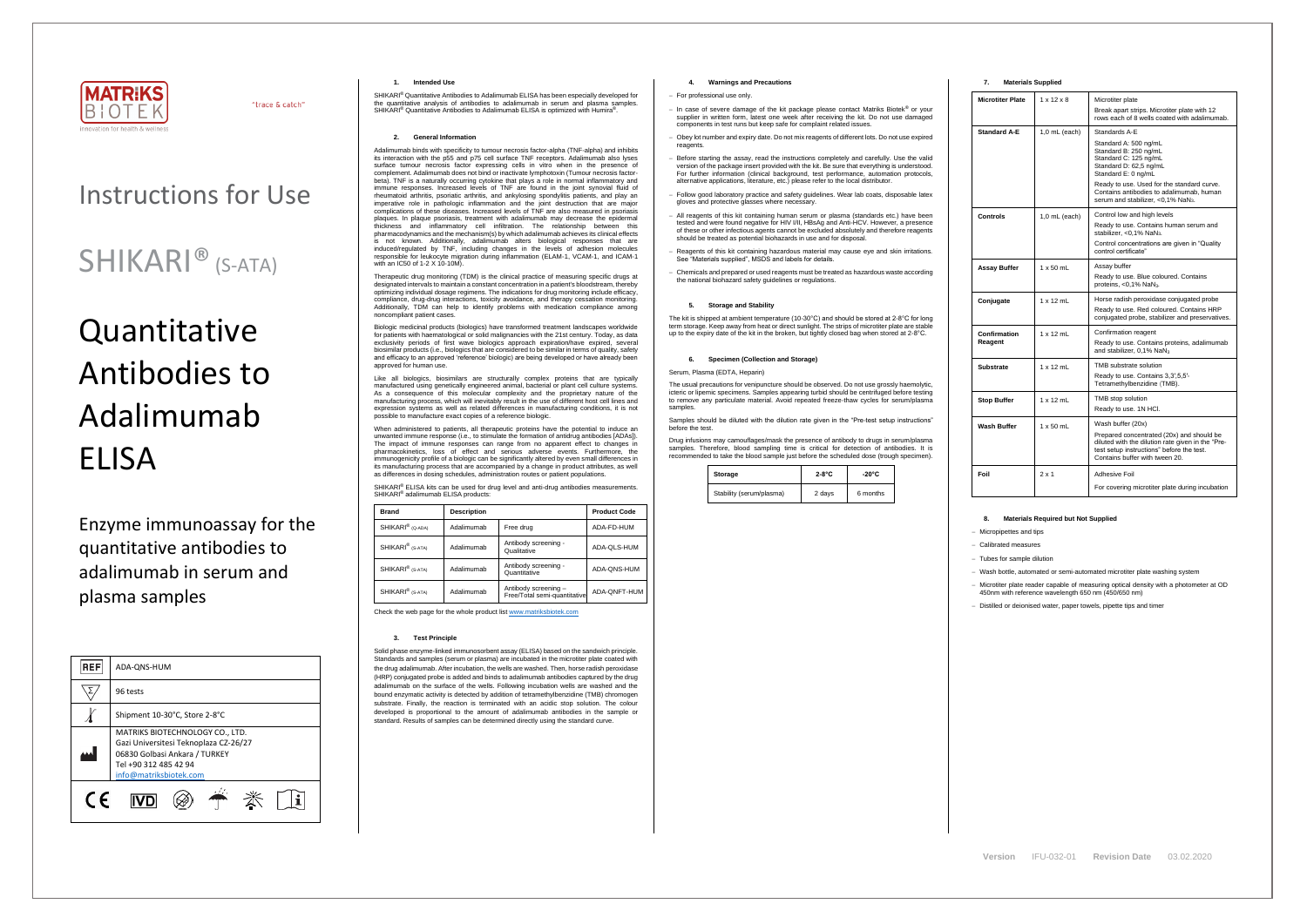MATRIKS BIOTEK

"trace & catch"

Innovation for health & wellness

# Instructions for Use

# SHIKARI® (S-ATA)

# Quantitative Antibodies to Adalimumab ELISA

Enzyme immunoassay for the quantitative antibodies to adalimumab in serum and plasma samples

| | |
|---|---|
| REF | ADA-QNS-HUM |
| Σ | 96 tests |
| | Shipment 10-30°C, Store 2-8°C |
| | MATRIKS BIOTECHNOLOGY CO., LTD. Gazi Universitesi Teknoplaza CZ-26/27 06830 Golbasi Ankara / TURKEY Tel +90 312 485 42 94 info@matriksbiotek.com |

CE IVD

### 1. Intended Use

SHIKARI® Quantitative Antibodies to Adalimumab ELISA has been especially developed for the quantitative analysis of antibodies to adalimumab in serum and plasma samples. SHIKARI® Quantitative Antibodies to Adalimumab ELISA is optimized with Humira®.

### 2. General Information

Adalimumab binds with specificity to tumour necrosis factor-alpha (TNF-alpha) and inhibits its interaction with the p55 and p75 cell surface TNF receptors. Adalimumab also lyses surface tumour necrosis factor expressing cells in vitro when in the presence of complement. Adalimumab does not bind or inactivate lymphotoxin (Tumour necrosis factor-beta). TNF is a naturally occurring cytokine that plays a role in normal inflammatory and immune responses. Increased levels of TNF are found in the joint synovial fluid of rheumatoid arthritis, psoriatic arthritis, and ankylosing spondylitis patients, and play an imperative role in pathologic inflammation and the joint destruction that are major complications of these diseases. Increased levels of TNF are also measured in psoriasis plaques. In plaque psoriasis, treatment with adalimumab may decrease the epidermal thickness and inflammatory cell infiltration. The relationship between this pharmacodynamics and the mechanism(s) by which adalimumab achieves its clinical effects is not known. Additionally, adalimumab alters biological responses that are induced/regulated by TNF, including changes in the levels of adhesion molecules responsible for leukocyte migration during inflammation (ELAM-1, VCAM-1, and ICAM-1 with an IC50 of 1-2 X 10-10M).

Therapeutic drug monitoring (TDM) is the clinical practice of measuring specific drugs at designated intervals to maintain a constant concentration in a patient's bloodstream, thereby optimizing individual dosage regimens. The indications for drug monitoring include efficacy, compliance, drug-drug interactions, toxicity avoidance, and therapy cessation monitoring. Additionally, TDM can help to identify problems with medication compliance among noncompliant patient cases.

Biologic medicinal products (biologics) have transformed treatment landscapes worldwide for patients with haematological or solid malignancies with the 21st century. Today, as data exclusivity periods of first wave biologics approach expiration/have expired, several biosimilar products (i.e., biologics that are considered to be similar in terms of quality, safety and efficacy to an approved 'reference' biologic) are being developed or have already been approved for human use.

Like all biologics, biosimilars are structurally complex proteins that are typically manufactured using genetically engineered animal, bacterial or plant cell culture systems. As a consequence of this molecular complexity and the proprietary nature of the manufacturing process, which will inevitably result in the use of different host cell lines and expression systems as well as related differences in manufacturing conditions, it is not possible to manufacture exact copies of a reference biologic.

When administered to patients, all therapeutic proteins have the potential to induce an unwanted immune response (i.e., to stimulate the formation of antidrug antibodies [ADAs]). The impact of immune responses can range from no apparent effect to changes in pharmacokinetics, loss of effect and serious adverse events. Furthermore, the immunogenicity profile of a biologic can be significantly altered by even small differences in its manufacturing process that are accompanied by a change in product attributes, as well as differences in dosing schedules, administration routes or patient populations.

SHIKARI® ELISA kits can be used for drug level and anti-drug antibodies measurements. SHIKARI® adalimumab ELISA products:

| Brand | Description | | Product Code |
|---|---|---|---|
| SHIKARI® (Q-ADA) | Adalimumab | Free drug | ADA-FD-HUM |
| SHIKARI® (S-ATA) | Adalimumab | Antibody screening - Qualitative | ADA-QLS-HUM |
| SHIKARI® (S-ATA) | Adalimumab | Antibody screening - Quantitative | ADA-QNS-HUM |
| SHIKARI® (S-ATA) | Adalimumab | Antibody screening – Free/Total semi-quantitative | ADA-QNFT-HUM |

Check the web page for the whole product list www.matriksbiotek.com

### 3. Test Principle

Solid phase enzyme-linked immunosorbent assay (ELISA) based on the sandwich principle. Standards and samples (serum or plasma) are incubated in the microtiter plate coated with the drug adalimumab. After incubation, the wells are washed. Then, horse radish peroxidase (HRP) conjugated probe is added and binds to adalimumab antibodies captured by the drug adalimumab on the surface of the wells. Following incubation wells are washed and the bound enzymatic activity is detected by addition of tetramethylbenzidine (TMB) chromogen substrate. Finally, the reaction is terminated with an acidic stop solution. The colour developed is proportional to the amount of adalimumab antibodies in the sample or standard. Results of samples can be determined directly using the standard curve.

### 4. Warnings and Precautions

- For professional use only.
- In case of severe damage of the kit package please contact Matriks Biotek® or your supplier in written form, latest one week after receiving the kit. Do not use damaged components in test runs but keep safe for complaint related issues.
- Obey lot number and expiry date. Do not mix reagents of different lots. Do not use expired reagents.
- Before starting the assay, read the instructions completely and carefully. Use the valid version of the package insert provided with the kit. Be sure that everything is understood. For further information (clinical background, test performance, automation protocols, alternative applications, literature, etc.) please refer to the local distributor.
- Follow good laboratory practice and safety guidelines. Wear lab coats, disposable latex gloves and protective glasses where necessary.
- All reagents of this kit containing human serum or plasma (standards etc.) have been tested and were found negative for HIV I/II, HBsAg and Anti-HCV. However, a presence of these or other infectious agents cannot be excluded absolutely and therefore reagents should be treated as potential biohazards in use and for disposal.
- Reagents of this kit containing hazardous material may cause eye and skin irritations. See "Materials supplied", MSDS and labels for details.
- Chemicals and prepared or used reagents must be treated as hazardous waste according the national biohazard safety guidelines or regulations.

### 5. Storage and Stability

The kit is shipped at ambient temperature (10-30°C) and should be stored at 2-8°C for long term storage. Keep away from heat or direct sunlight. The strips of microtiter plate are stable up to the expiry date of the kit in the broken, but tightly closed bag when stored at 2-8°C.

### 6. Specimen (Collection and Storage)

Serum, Plasma (EDTA, Heparin)

The usual precautions for venipuncture should be observed. Do not use grossly haemolytic, icteric or lipemic specimens. Samples appearing turbid should be centrifuged before testing to remove any particulate material. Avoid repeated freeze-thaw cycles for serum/plasma samples.

Samples should be diluted with the dilution rate given in the "Pre-test setup instructions" before the test.

Drug infusions may camouflages/mask the presence of antibody to drugs in serum/plasma samples. Therefore, blood sampling time is critical for detection of antibodies. It is recommended to take the blood sample just before the scheduled dose (trough specimen).

| Storage | 2-8°C | -20°C |
|---|---|---|
| Stability (serum/plasma) | 2 days | 6 months |

### 7. Materials Supplied

| | | |
|---|---|---|
| **Microtiter Plate** | 1 x 12 x 8 | Microtiter plate<br>Break apart strips. Microtiter plate with 12 rows each of 8 wells coated with adalimumab. |
| **Standard A-E** | 1,0 mL (each) | Standards A-E<br>Standard A: 500 ng/mL<br>Standard B: 250 ng/mL<br>Standard C: 125 ng/mL<br>Standard D: 62,5 ng/mL<br>Standard E: 0 ng/mL<br>Ready to use. Used for the standard curve. Contains antibodies to adalimumab, human serum and stabilizer, <0,1% $NaN_3$. |
| **Controls** | 1,0 mL (each) | Control low and high levels<br>Ready to use. Contains human serum and stabilizer, <0,1% $NaN_3$.<br>Control concentrations are given in "Quality control certificate" |
| **Assay Buffer** | 1 x 50 mL | Assay buffer<br>Ready to use. Blue coloured. Contains proteins, <0,1% $NaN_3$. |
| **Conjugate** | 1 x 12 mL | Horse radish peroxidase conjugated probe<br>Ready to use. Red coloured. Contains HRP conjugated probe, stabilizer and preservatives. |
| **Confirmation Reagent** | 1 x 12 mL | Confirmation reagent<br>Ready to use. Contains proteins, adalimumab and stabilizer, 0,1% $NaN_3$ |
| **Substrate** | 1 x 12 mL | TMB substrate solution<br>Ready to use. Contains 3,3',5,5'-Tetramethylbenzidine (TMB). |
| **Stop Buffer** | 1 x 12 mL | TMB stop solution<br>Ready to use. 1N HCl. |
| **Wash Buffer** | 1 x 50 mL | Wash buffer (20x)<br>Prepared concentrated (20x) and should be diluted with the dilution rate given in the "Pre-test setup instructions" before the test. Contains buffer with tween 20. |
| **Foil** | 2 x 1 | Adhesive Foil<br>For covering microtiter plate during incubation |

### 8. Materials Required but Not Supplied

- Micropipettes and tips
- Calibrated measures
- Tubes for sample dilution
- Wash bottle, automated or semi-automated microtiter plate washing system
- Microtiter plate reader capable of measuring optical density with a photometer at OD 450nm with reference wavelength 650 nm (450/650 nm)
- Distilled or deionised water, paper towels, pipette tips and timer

**Version** IFU-032-01 **Revision Date** 03.02.2020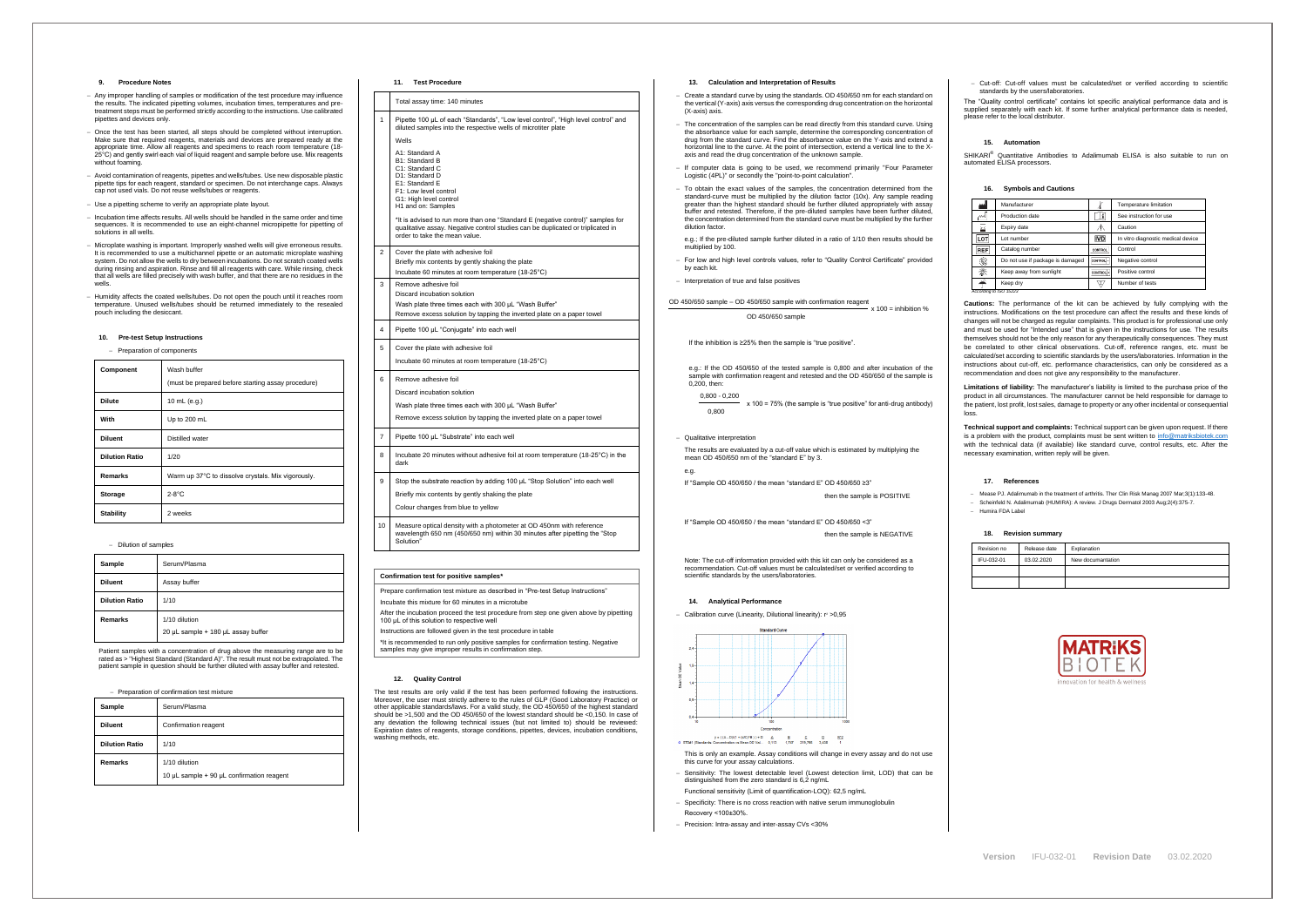## 9. Procedure Notes

- Any improper handling of samples or modification of the test procedure may influence the results. The indicated pipetting volumes, incubation times, temperatures and pre-treatment steps must be performed strictly according to the instructions. Use calibrated pipettes and devices only.
- Once the test has been started, all steps should be completed without interruption. Make sure that required reagents, materials and devices are prepared ready at the appropriate time. Allow all reagents and specimens to reach room temperature (18-25°C) and gently swirl each vial of liquid reagent and sample before use. Mix reagents without foaming.
- Avoid contamination of reagents, pipettes and wells/tubes. Use new disposable plastic pipette tips for each reagent, standard or specimen. Do not interchange caps. Always cap not used vials. Do not reuse wells/tubes or reagents.
- Use a pipetting scheme to verify an appropriate plate layout.
- Incubation time affects results. All wells should be handled in the same order and time sequences. It is recommended to use an eight-channel micropipette for pipetting of solutions in all wells.
- Microplate washing is important. Improperly washed wells will give erroneous results. It is recommended to use a multichannel pipette or an automatic microplate washing system. Do not allow the wells to dry between incubations. Do not scratch coated wells during rinsing and aspiration. Rinse and fill all reagents with care. While rinsing, check that all wells are filled precisely with wash buffer, and that there are no residues in the wells.
- Humidity affects the coated wells/tubes. Do not open the pouch until it reaches room temperature. Unused wells/tubes should be returned immediately to the resealed pouch including the desiccant.

## 10. Pre-test Setup Instructions

- Preparation of components

| | |
|---|---|
| **Component** | Wash buffer (must be prepared before starting assay procedure) |
| **Dilute** | 10 mL (e.g.) |
| **With** | Up to 200 mL |
| **Diluent** | Distilled water |
| **Dilution Ratio** | 1/20 |
| **Remarks** | Warm up 37°C to dissolve crystals. Mix vigorously. |
| **Storage** | 2-8°C |
| **Stability** | 2 weeks |

- Dilution of samples

| | |
|---|---|
| **Sample** | Serum/Plasma |
| **Diluent** | Assay buffer |
| **Dilution Ratio** | 1/10 |
| **Remarks** | 1/10 dilution<br>20 µL sample + 180 µL assay buffer |

Patient samples with a concentration of drug above the measuring range are to be rated as > "Highest Standard (Standard A)". The result must not be extrapolated. The patient sample in question should be further diluted with assay buffer and retested.

- Preparation of confirmation test mixture

| | |
|---|---|
| **Sample** | Serum/Plasma |
| **Diluent** | Confirmation reagent |
| **Dilution Ratio** | 1/10 |
| **Remarks** | 1/10 dilution<br>10 µL sample + 90 µL confirmation reagent |

## 11. Test Procedure

| | |
|---|---|
| | Total assay time: 140 minutes |
| 1 | Pipette 100 µL of each "Standards", "Low level control", "High level control" and diluted samples into the respective wells of microtiter plate<br>Wells<br>A1: Standard A<br>B1: Standard B<br>C1: Standard C<br>D1: Standard D<br>E1: Standard E<br>F1: Low level control<br>G1: High level control<br>H1 and on: Samples<br>*It is advised to run more than one "Standard E (negative control)" samples for qualitative assay. Negative control studies can be duplicated or triplicated in order to take the mean value. |
| 2 | Cover the plate with adhesive foil<br>Briefly mix contents by gently shaking the plate<br>Incubate 60 minutes at room temperature (18-25°C) |
| 3 | Remove adhesive foil<br>Discard incubation solution<br>Wash plate three times each with 300 µL "Wash Buffer"<br>Remove excess solution by tapping the inverted plate on a paper towel |
| 4 | Pipette 100 µL "Conjugate" into each well |
| 5 | Cover the plate with adhesive foil<br>Incubate 60 minutes at room temperature (18-25°C) |
| 6 | Remove adhesive foil<br>Discard incubation solution<br>Wash plate three times each with 300 µL "Wash Buffer"<br>Remove excess solution by tapping the inverted plate on a paper towel |
| 7 | Pipette 100 µL "Substrate" into each well |
| 8 | Incubate 20 minutes without adhesive foil at room temperature (18-25°C) in the dark |
| 9 | Stop the substrate reaction by adding 100 µL "Stop Solution" into each well<br>Briefly mix contents by gently shaking the plate<br>Colour changes from blue to yellow |
| 10 | Measure optical density with a photometer at OD 450nm with reference wavelength 650 nm (450/650 nm) within 30 minutes after pipetting the "Stop Solution" |

| Confirmation test for positive samples* |
|---|
| Prepare confirmation test mixture as described in "Pre-test Setup Instructions" |
| Incubate this mixture for 60 minutes in a microtube |
| After the incubation proceed the test procedure from step one given above by pipetting 100 µL of this solution to respective well |
| Instructions are followed given in the test procedure in table |
| *It is recommended to run only positive samples for confirmation testing. Negative samples may give improper results in confirmation step. |

## 12. Quality Control

The test results are only valid if the test has been performed following the instructions. Moreover, the user must strictly adhere to the rules of GLP (Good Laboratory Practice) or other applicable standards/laws. For a valid study, the OD 450/650 of the highest standard should be >1,500 and the OD 450/650 of the lowest standard should be <0,150. In case of any deviation the following technical issues (but not limited to) should be reviewed: Expiration dates of reagents, storage conditions, pipettes, devices, incubation conditions, washing methods, etc.

## 13. Calculation and Interpretation of Results

- Create a standard curve by using the standards. OD 450/650 nm for each standard on the vertical (Y-axis) axis versus the corresponding drug concentration on the horizontal (X-axis) axis.
- The concentration of the samples can be read directly from this standard curve. Using the absorbance value for each sample, determine the corresponding concentration of drug from the standard curve. Find the absorbance value on the Y-axis and extend a horizontal line to the curve. At the point of intersection, extend a vertical line to the X-axis and read the drug concentration of the unknown sample.
- If computer data is going to be used, we recommend primarily "Four Parameter Logistic (4PL)" or secondly the "point-to-point calculation".
- To obtain the exact values of the samples, the concentration determined from the standard-curve must be multiplied by the dilution factor (10x). Any sample reading greater than the highest standard should be further diluted appropriately with assay buffer and retested. Therefore, if the pre-diluted samples have been further diluted, the concentration determined from the standard curve must be multiplied by the further dilution factor.

  e.g.; If the pre-diluted sample further diluted in a ratio of 1/10 then results should be multiplied by 100.
- For low and high level controls values, refer to "Quality Control Certificate" provided by each kit.
- Interpretation of true and false positives

$$\frac{\text{OD 450/650 sample} - \text{OD 450/650 sample with confirmation reagent}}{\text{OD 450/650 sample}} \times 100 = \text{inhibition \%}$$

If the inhibition is ≥25% then the sample is "true positive".

e.g.: If the OD 450/650 of the tested sample is 0,800 and after incubation of the sample with confirmation reagent and retested and the OD 450/650 of the sample is 0,200, then:

$$\frac{0{,}800 - 0{,}200}{0{,}800} \times 100 = 75\%$$ (the sample is "true positive" for anti-drug antibody)

- Qualitative interpretation

The results are evaluated by a cut-off value which is estimated by multiplying the mean OD 450/650 nm of the "standard E" by 3.

e.g.

If "Sample OD 450/650 / the mean "standard E" OD 450/650 ≥3" then the sample is POSITIVE

If "Sample OD 450/650 / the mean "standard E" OD 450/650 <3" then the sample is NEGATIVE

Note: The cut-off information provided with this kit can only be considered as a recommendation. Cut-off values must be calculated/set or verified according to scientific standards by the users/laboratories.

## 14. Analytical Performance

- Calibration curve (Linearity, Dilutional linearity): r² >0,95

Standard Curve

Mean OD Value

Concentration

This is only an example. Assay conditions will change in every assay and do not use this curve for your assay calculations.

- Sensitivity: The lowest detectable level (Lowest detection limit, LOD) that can be distinguished from the zero standard is 6,2 ng/mL

  Functional sensitivity (Limit of quantification-LOQ): 62,5 ng/mL
- Specificity: There is no cross reaction with native serum immunoglobulin

  Recovery <100±30%.
- Precision: Intra-assay and inter-assay CVs <30%
- Cut-off: Cut-off values must be calculated/set or verified according to scientific standards by the users/laboratories.

The "Quality control certificate" contains lot specific analytical performance data and is supplied separately with each kit. If some further analytical performance data is needed, please refer to the local distributor.

## 15. Automation

SHIKARI® Quantitative Antibodies to Adalimumab ELISA is also suitable to run on automated ELISA processors.

## 16. Symbols and Cautions

| | | | |
|---|---|---|---|
| | Manufacturer | | Temperature limitation |
| | Production date | | See instruction for use |
| | Expiry date | | Caution |
| LOT | Lot number | IVD | In vitro diagnostic medical device |
| REF | Catalog number | CONTROL | Control |
| | Do not use if package is damaged | CONTROL - | Negative control |
| | Keep away from sunlight | CONTROL + | Positive control |
| | Keep dry | | Number of tests |

According to ISO 15223

**Cautions:** The performance of the kit can be achieved by fully complying with the instructions. Modifications on the test procedure can affect the results and these kinds of changes will not be charged as regular complaints. This product is for professional use only and must be used for "Intended use" that is given in the instructions for use. The results themselves should not be the only reason for any therapeutically consequences. They must be correlated to other clinical observations. Cut-off, reference ranges, etc. must be calculated/set according to scientific standards by the users/laboratories. Information in the instructions about cut-off, etc. performance characteristics, can only be considered as a recommendation and does not give any responsibility to the manufacturer.

**Limitations of liability:** The manufacturer's liability is limited to the purchase price of the product in all circumstances. The manufacturer cannot be held responsible for damage to the patient, lost profit, lost sales, damage to property or any other incidental or consequential loss.

**Technical support and complaints:** Technical support can be given upon request. If there is a problem with the product, complaints must be sent written to info@matriksbiotek.com with the technical data (if available) like standard curve, control results, etc. After the necessary examination, written reply will be given.

## 17. References

- Mease PJ. Adalimumab in the treatment of arthritis. Ther Clin Risk Manag 2007 Mar;3(1):133-48.
- Scheinfeld N. Adalimumab (HUMIRA): A review. J Drugs Dermatol 2003 Aug;2(4):375-7.
- Humira FDA Label

## 18. Revision summary

| Revision no | Release date | Explanation |
|---|---|---|
| IFU-032-01 | 03.02.2020 | New documantation |
| | | |
| | | |

MATRIKS BIOTEK
Innovation for health & wellness

**Version** IFU-032-01 **Revision Date** 03.02.2020